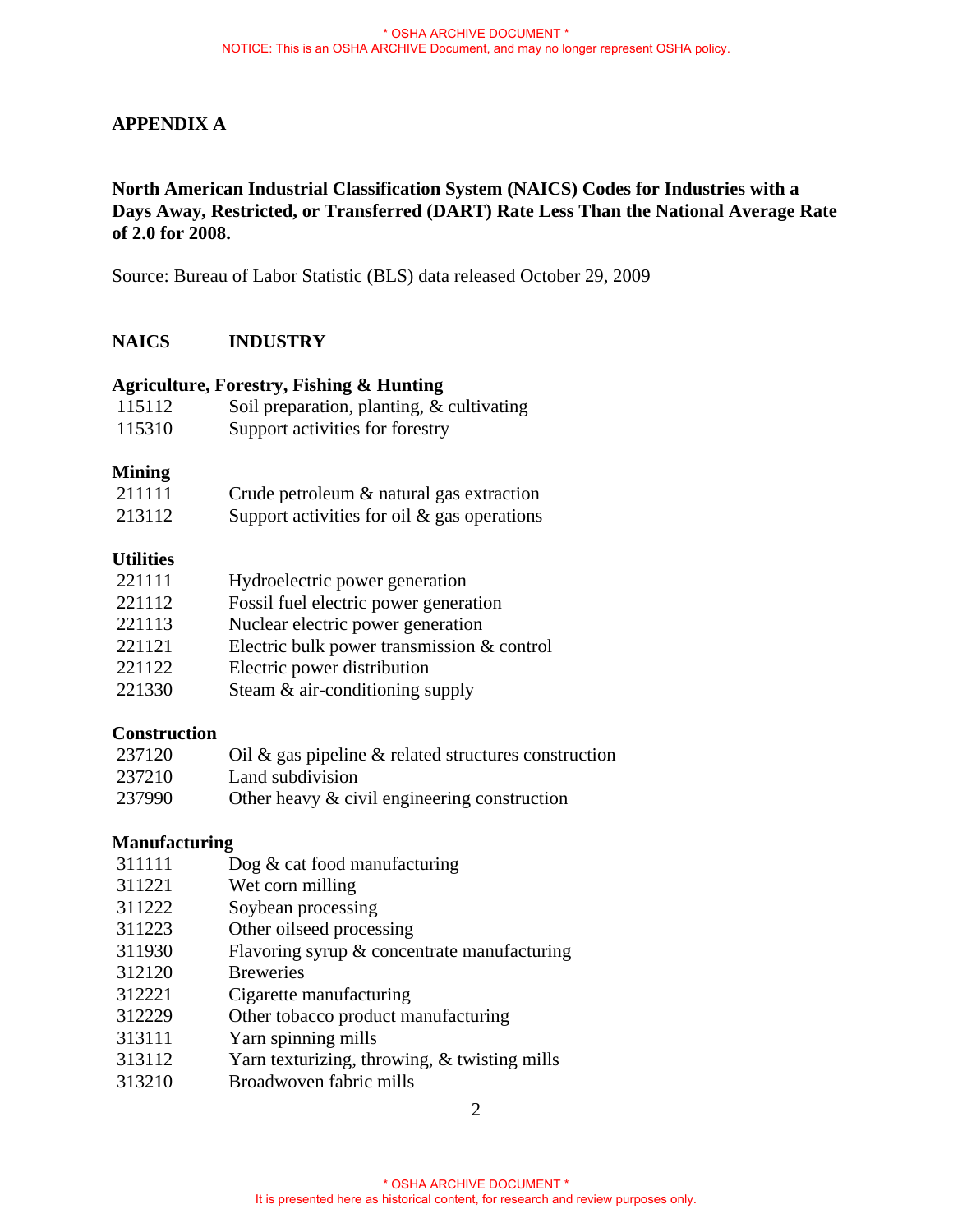## APPENDIX A

**North American Industrial Classification System (NAICS) Codes for Industries with a Days Away, Restricted, or Transferred (DART) Rate Less Than the National Average Rate of 2.0 for 2008.**

Source: Bureau of Labor Statistic (BLS) data released October 29, 2009

| NAICS | INDUSTRY |
|---|---|
| **Agriculture, Forestry, Fishing & Hunting** | |
| 115112 | Soil preparation, planting, & cultivating |
| 115310 | Support activities for forestry |
| **Mining** | |
| 211111 | Crude petroleum & natural gas extraction |
| 213112 | Support activities for oil & gas operations |
| **Utilities** | |
| 221111 | Hydroelectric power generation |
| 221112 | Fossil fuel electric power generation |
| 221113 | Nuclear electric power generation |
| 221121 | Electric bulk power transmission & control |
| 221122 | Electric power distribution |
| 221330 | Steam & air-conditioning supply |
| **Construction** | |
| 237120 | Oil & gas pipeline & related structures construction |
| 237210 | Land subdivision |
| 237990 | Other heavy & civil engineering construction |
| **Manufacturing** | |
| 311111 | Dog & cat food manufacturing |
| 311221 | Wet corn milling |
| 311222 | Soybean processing |
| 311223 | Other oilseed processing |
| 311930 | Flavoring syrup & concentrate manufacturing |
| 312120 | Breweries |
| 312221 | Cigarette manufacturing |
| 312229 | Other tobacco product manufacturing |
| 313111 | Yarn spinning mills |
| 313112 | Yarn texturizing, throwing, & twisting mills |
| 313210 | Broadwoven fabric mills |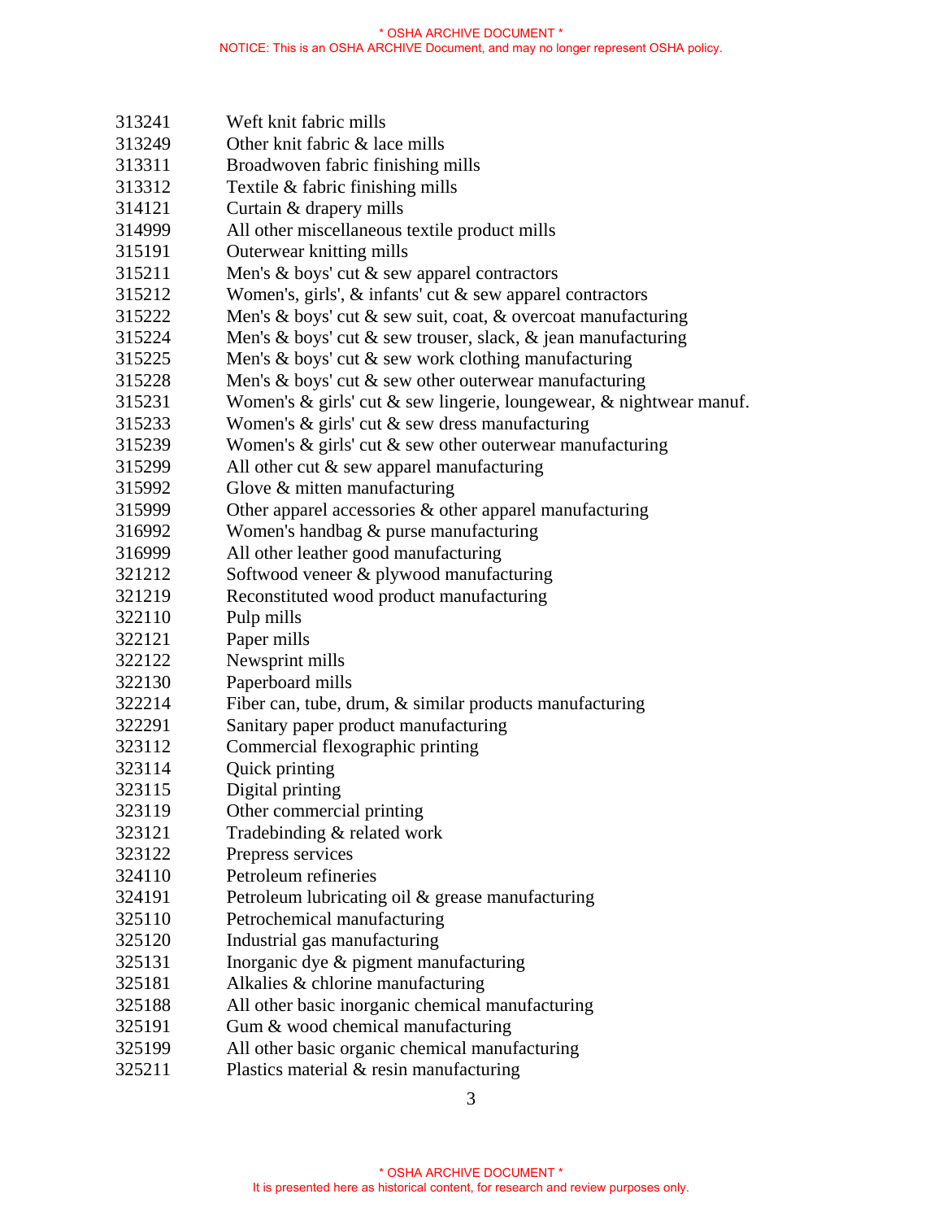| | |
|---|---|
| 313241 | Weft knit fabric mills |
| 313249 | Other knit fabric & lace mills |
| 313311 | Broadwoven fabric finishing mills |
| 313312 | Textile & fabric finishing mills |
| 314121 | Curtain & drapery mills |
| 314999 | All other miscellaneous textile product mills |
| 315191 | Outerwear knitting mills |
| 315211 | Men's & boys' cut & sew apparel contractors |
| 315212 | Women's, girls', & infants' cut & sew apparel contractors |
| 315222 | Men's & boys' cut & sew suit, coat, & overcoat manufacturing |
| 315224 | Men's & boys' cut & sew trouser, slack, & jean manufacturing |
| 315225 | Men's & boys' cut & sew work clothing manufacturing |
| 315228 | Men's & boys' cut & sew other outerwear manufacturing |
| 315231 | Women's & girls' cut & sew lingerie, loungewear, & nightwear manuf. |
| 315233 | Women's & girls' cut & sew dress manufacturing |
| 315239 | Women's & girls' cut & sew other outerwear manufacturing |
| 315299 | All other cut & sew apparel manufacturing |
| 315992 | Glove & mitten manufacturing |
| 315999 | Other apparel accessories & other apparel manufacturing |
| 316992 | Women's handbag & purse manufacturing |
| 316999 | All other leather good manufacturing |
| 321212 | Softwood veneer & plywood manufacturing |
| 321219 | Reconstituted wood product manufacturing |
| 322110 | Pulp mills |
| 322121 | Paper mills |
| 322122 | Newsprint mills |
| 322130 | Paperboard mills |
| 322214 | Fiber can, tube, drum, & similar products manufacturing |
| 322291 | Sanitary paper product manufacturing |
| 323112 | Commercial flexographic printing |
| 323114 | Quick printing |
| 323115 | Digital printing |
| 323119 | Other commercial printing |
| 323121 | Tradebinding & related work |
| 323122 | Prepress services |
| 324110 | Petroleum refineries |
| 324191 | Petroleum lubricating oil & grease manufacturing |
| 325110 | Petrochemical manufacturing |
| 325120 | Industrial gas manufacturing |
| 325131 | Inorganic dye & pigment manufacturing |
| 325181 | Alkalies & chlorine manufacturing |
| 325188 | All other basic inorganic chemical manufacturing |
| 325191 | Gum & wood chemical manufacturing |
| 325199 | All other basic organic chemical manufacturing |
| 325211 | Plastics material & resin manufacturing |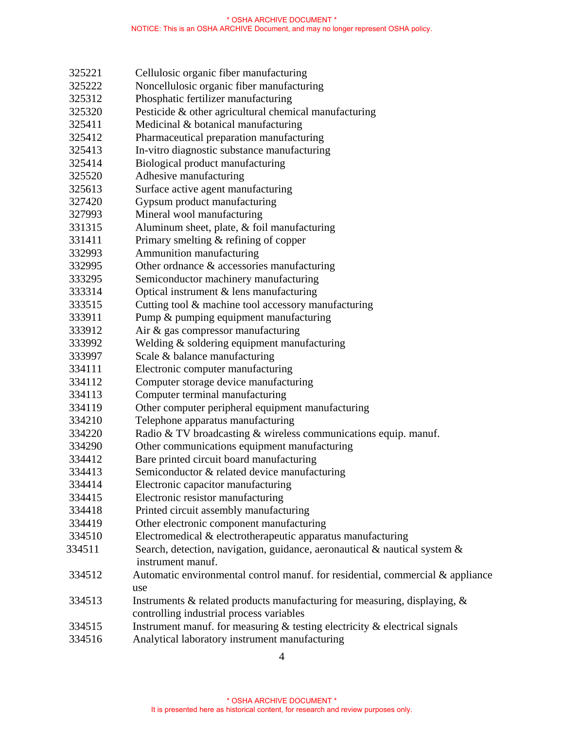| | |
|---|---|
| 325221 | Cellulosic organic fiber manufacturing |
| 325222 | Noncellulosic organic fiber manufacturing |
| 325312 | Phosphatic fertilizer manufacturing |
| 325320 | Pesticide & other agricultural chemical manufacturing |
| 325411 | Medicinal & botanical manufacturing |
| 325412 | Pharmaceutical preparation manufacturing |
| 325413 | In-vitro diagnostic substance manufacturing |
| 325414 | Biological product manufacturing |
| 325520 | Adhesive manufacturing |
| 325613 | Surface active agent manufacturing |
| 327420 | Gypsum product manufacturing |
| 327993 | Mineral wool manufacturing |
| 331315 | Aluminum sheet, plate, & foil manufacturing |
| 331411 | Primary smelting & refining of copper |
| 332993 | Ammunition manufacturing |
| 332995 | Other ordnance & accessories manufacturing |
| 333295 | Semiconductor machinery manufacturing |
| 333314 | Optical instrument & lens manufacturing |
| 333515 | Cutting tool & machine tool accessory manufacturing |
| 333911 | Pump & pumping equipment manufacturing |
| 333912 | Air & gas compressor manufacturing |
| 333992 | Welding & soldering equipment manufacturing |
| 333997 | Scale & balance manufacturing |
| 334111 | Electronic computer manufacturing |
| 334112 | Computer storage device manufacturing |
| 334113 | Computer terminal manufacturing |
| 334119 | Other computer peripheral equipment manufacturing |
| 334210 | Telephone apparatus manufacturing |
| 334220 | Radio & TV broadcasting & wireless communications equip. manuf. |
| 334290 | Other communications equipment manufacturing |
| 334412 | Bare printed circuit board manufacturing |
| 334413 | Semiconductor & related device manufacturing |
| 334414 | Electronic capacitor manufacturing |
| 334415 | Electronic resistor manufacturing |
| 334418 | Printed circuit assembly manufacturing |
| 334419 | Other electronic component manufacturing |
| 334510 | Electromedical & electrotherapeutic apparatus manufacturing |
| 334511 | Search, detection, navigation, guidance, aeronautical & nautical system & instrument manuf. |
| 334512 | Automatic environmental control manuf. for residential, commercial & appliance use |
| 334513 | Instruments & related products manufacturing for measuring, displaying, & controlling industrial process variables |
| 334515 | Instrument manuf. for measuring & testing electricity & electrical signals |
| 334516 | Analytical laboratory instrument manufacturing |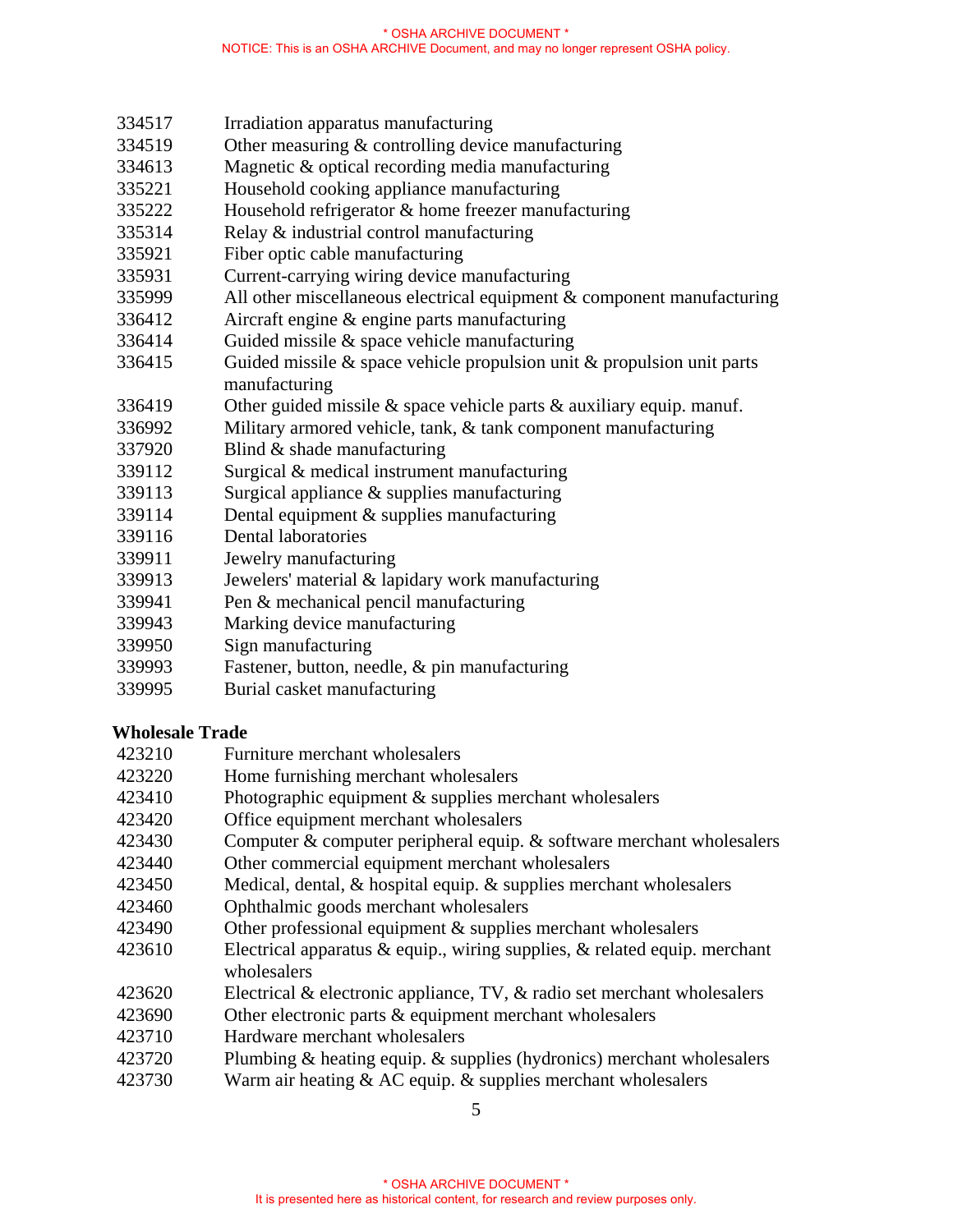| | |
|---|---|
| 334517 | Irradiation apparatus manufacturing |
| 334519 | Other measuring & controlling device manufacturing |
| 334613 | Magnetic & optical recording media manufacturing |
| 335221 | Household cooking appliance manufacturing |
| 335222 | Household refrigerator & home freezer manufacturing |
| 335314 | Relay & industrial control manufacturing |
| 335921 | Fiber optic cable manufacturing |
| 335931 | Current-carrying wiring device manufacturing |
| 335999 | All other miscellaneous electrical equipment & component manufacturing |
| 336412 | Aircraft engine & engine parts manufacturing |
| 336414 | Guided missile & space vehicle manufacturing |
| 336415 | Guided missile & space vehicle propulsion unit & propulsion unit parts manufacturing |
| 336419 | Other guided missile & space vehicle parts & auxiliary equip. manuf. |
| 336992 | Military armored vehicle, tank, & tank component manufacturing |
| 337920 | Blind & shade manufacturing |
| 339112 | Surgical & medical instrument manufacturing |
| 339113 | Surgical appliance & supplies manufacturing |
| 339114 | Dental equipment & supplies manufacturing |
| 339116 | Dental laboratories |
| 339911 | Jewelry manufacturing |
| 339913 | Jewelers' material & lapidary work manufacturing |
| 339941 | Pen & mechanical pencil manufacturing |
| 339943 | Marking device manufacturing |
| 339950 | Sign manufacturing |
| 339993 | Fastener, button, needle, & pin manufacturing |
| 339995 | Burial casket manufacturing |

**Wholesale Trade**

| | |
|---|---|
| 423210 | Furniture merchant wholesalers |
| 423220 | Home furnishing merchant wholesalers |
| 423410 | Photographic equipment & supplies merchant wholesalers |
| 423420 | Office equipment merchant wholesalers |
| 423430 | Computer & computer peripheral equip. & software merchant wholesalers |
| 423440 | Other commercial equipment merchant wholesalers |
| 423450 | Medical, dental, & hospital equip. & supplies merchant wholesalers |
| 423460 | Ophthalmic goods merchant wholesalers |
| 423490 | Other professional equipment & supplies merchant wholesalers |
| 423610 | Electrical apparatus & equip., wiring supplies, & related equip. merchant wholesalers |
| 423620 | Electrical & electronic appliance, TV, & radio set merchant wholesalers |
| 423690 | Other electronic parts & equipment merchant wholesalers |
| 423710 | Hardware merchant wholesalers |
| 423720 | Plumbing & heating equip. & supplies (hydronics) merchant wholesalers |
| 423730 | Warm air heating & AC equip. & supplies merchant wholesalers |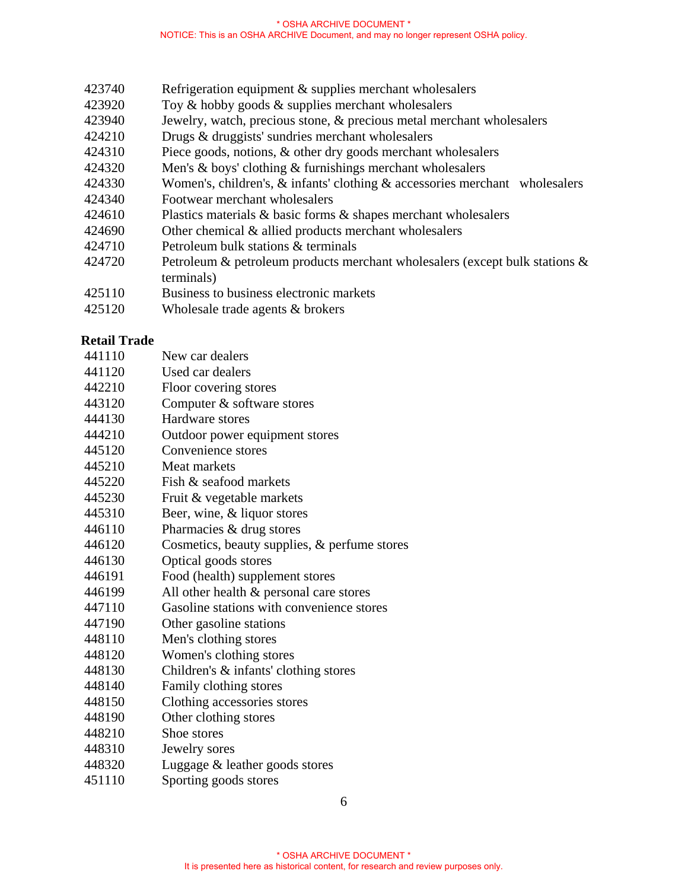| | |
|---|---|
| 423740 | Refrigeration equipment & supplies merchant wholesalers |
| 423920 | Toy & hobby goods & supplies merchant wholesalers |
| 423940 | Jewelry, watch, precious stone, & precious metal merchant wholesalers |
| 424210 | Drugs & druggists' sundries merchant wholesalers |
| 424310 | Piece goods, notions, & other dry goods merchant wholesalers |
| 424320 | Men's & boys' clothing & furnishings merchant wholesalers |
| 424330 | Women's, children's, & infants' clothing & accessories merchant wholesalers |
| 424340 | Footwear merchant wholesalers |
| 424610 | Plastics materials & basic forms & shapes merchant wholesalers |
| 424690 | Other chemical & allied products merchant wholesalers |
| 424710 | Petroleum bulk stations & terminals |
| 424720 | Petroleum & petroleum products merchant wholesalers (except bulk stations & terminals) |
| 425110 | Business to business electronic markets |
| 425120 | Wholesale trade agents & brokers |

**Retail Trade**

| | |
|---|---|
| 441110 | New car dealers |
| 441120 | Used car dealers |
| 442210 | Floor covering stores |
| 443120 | Computer & software stores |
| 444130 | Hardware stores |
| 444210 | Outdoor power equipment stores |
| 445120 | Convenience stores |
| 445210 | Meat markets |
| 445220 | Fish & seafood markets |
| 445230 | Fruit & vegetable markets |
| 445310 | Beer, wine, & liquor stores |
| 446110 | Pharmacies & drug stores |
| 446120 | Cosmetics, beauty supplies, & perfume stores |
| 446130 | Optical goods stores |
| 446191 | Food (health) supplement stores |
| 446199 | All other health & personal care stores |
| 447110 | Gasoline stations with convenience stores |
| 447190 | Other gasoline stations |
| 448110 | Men's clothing stores |
| 448120 | Women's clothing stores |
| 448130 | Children's & infants' clothing stores |
| 448140 | Family clothing stores |
| 448150 | Clothing accessories stores |
| 448190 | Other clothing stores |
| 448210 | Shoe stores |
| 448310 | Jewelry sores |
| 448320 | Luggage & leather goods stores |
| 451110 | Sporting goods stores |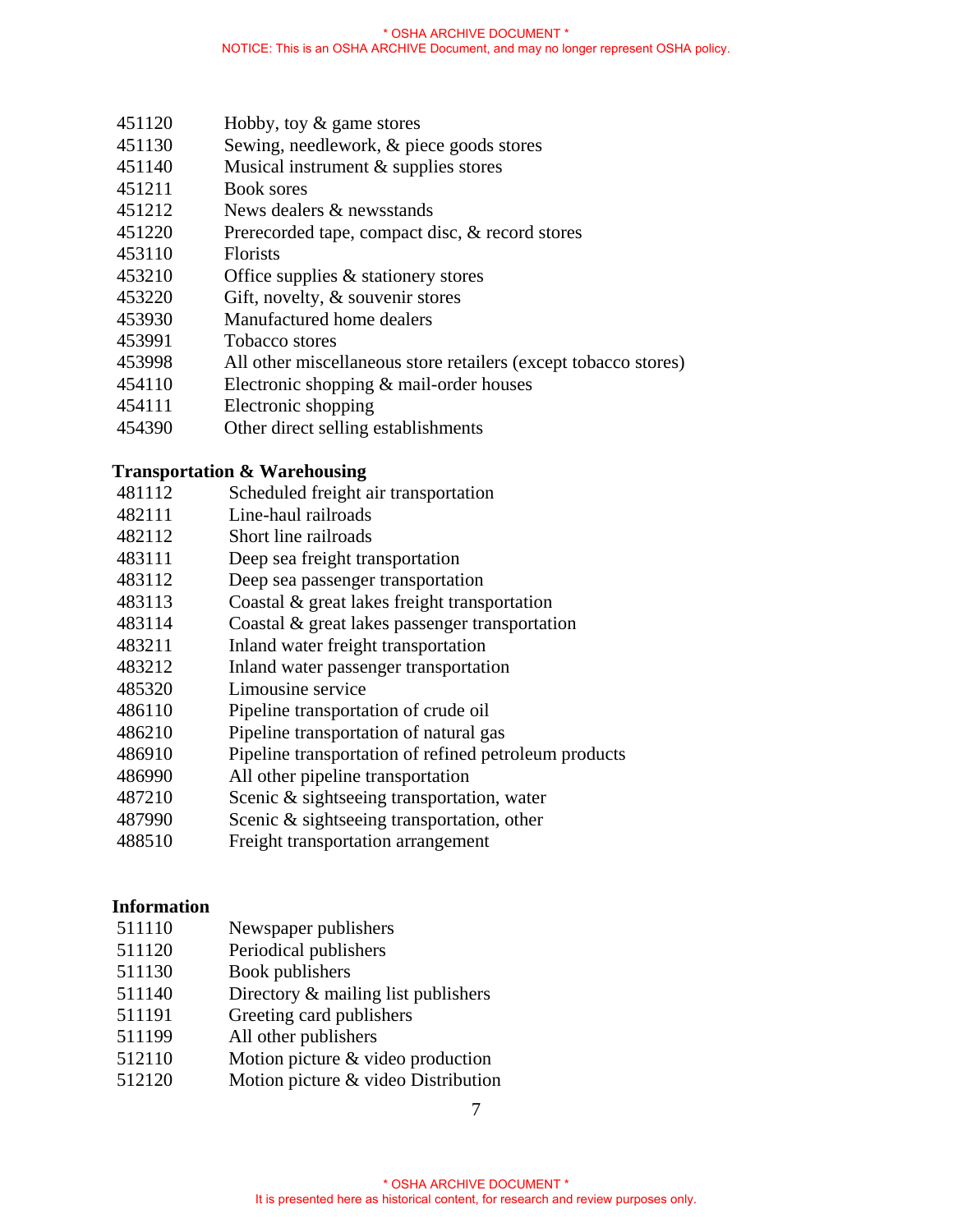| | |
|---|---|
| 451120 | Hobby, toy & game stores |
| 451130 | Sewing, needlework, & piece goods stores |
| 451140 | Musical instrument & supplies stores |
| 451211 | Book sores |
| 451212 | News dealers & newsstands |
| 451220 | Prerecorded tape, compact disc, & record stores |
| 453110 | Florists |
| 453210 | Office supplies & stationery stores |
| 453220 | Gift, novelty, & souvenir stores |
| 453930 | Manufactured home dealers |
| 453991 | Tobacco stores |
| 453998 | All other miscellaneous store retailers (except tobacco stores) |
| 454110 | Electronic shopping & mail-order houses |
| 454111 | Electronic shopping |
| 454390 | Other direct selling establishments |

**Transportation & Warehousing**

| | |
|---|---|
| 481112 | Scheduled freight air transportation |
| 482111 | Line-haul railroads |
| 482112 | Short line railroads |
| 483111 | Deep sea freight transportation |
| 483112 | Deep sea passenger transportation |
| 483113 | Coastal & great lakes freight transportation |
| 483114 | Coastal & great lakes passenger transportation |
| 483211 | Inland water freight transportation |
| 483212 | Inland water passenger transportation |
| 485320 | Limousine service |
| 486110 | Pipeline transportation of crude oil |
| 486210 | Pipeline transportation of natural gas |
| 486910 | Pipeline transportation of refined petroleum products |
| 486990 | All other pipeline transportation |
| 487210 | Scenic & sightseeing transportation, water |
| 487990 | Scenic & sightseeing transportation, other |
| 488510 | Freight transportation arrangement |

**Information**

| | |
|---|---|
| 511110 | Newspaper publishers |
| 511120 | Periodical publishers |
| 511130 | Book publishers |
| 511140 | Directory & mailing list publishers |
| 511191 | Greeting card publishers |
| 511199 | All other publishers |
| 512110 | Motion picture & video production |
| 512120 | Motion picture & video Distribution |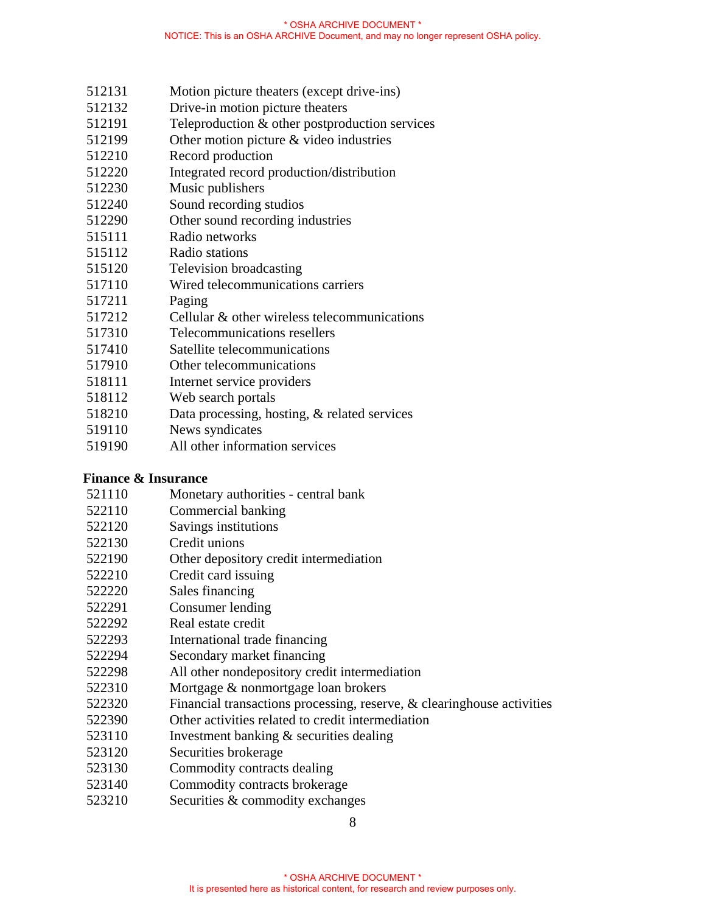| | |
|---|---|
| 512131 | Motion picture theaters (except drive-ins) |
| 512132 | Drive-in motion picture theaters |
| 512191 | Teleproduction & other postproduction services |
| 512199 | Other motion picture & video industries |
| 512210 | Record production |
| 512220 | Integrated record production/distribution |
| 512230 | Music publishers |
| 512240 | Sound recording studios |
| 512290 | Other sound recording industries |
| 515111 | Radio networks |
| 515112 | Radio stations |
| 515120 | Television broadcasting |
| 517110 | Wired telecommunications carriers |
| 517211 | Paging |
| 517212 | Cellular & other wireless telecommunications |
| 517310 | Telecommunications resellers |
| 517410 | Satellite telecommunications |
| 517910 | Other telecommunications |
| 518111 | Internet service providers |
| 518112 | Web search portals |
| 518210 | Data processing, hosting, & related services |
| 519110 | News syndicates |
| 519190 | All other information services |

**Finance & Insurance**

| | |
|---|---|
| 521110 | Monetary authorities - central bank |
| 522110 | Commercial banking |
| 522120 | Savings institutions |
| 522130 | Credit unions |
| 522190 | Other depository credit intermediation |
| 522210 | Credit card issuing |
| 522220 | Sales financing |
| 522291 | Consumer lending |
| 522292 | Real estate credit |
| 522293 | International trade financing |
| 522294 | Secondary market financing |
| 522298 | All other nondepository credit intermediation |
| 522310 | Mortgage & nonmortgage loan brokers |
| 522320 | Financial transactions processing, reserve, & clearinghouse activities |
| 522390 | Other activities related to credit intermediation |
| 523110 | Investment banking & securities dealing |
| 523120 | Securities brokerage |
| 523130 | Commodity contracts dealing |
| 523140 | Commodity contracts brokerage |
| 523210 | Securities & commodity exchanges |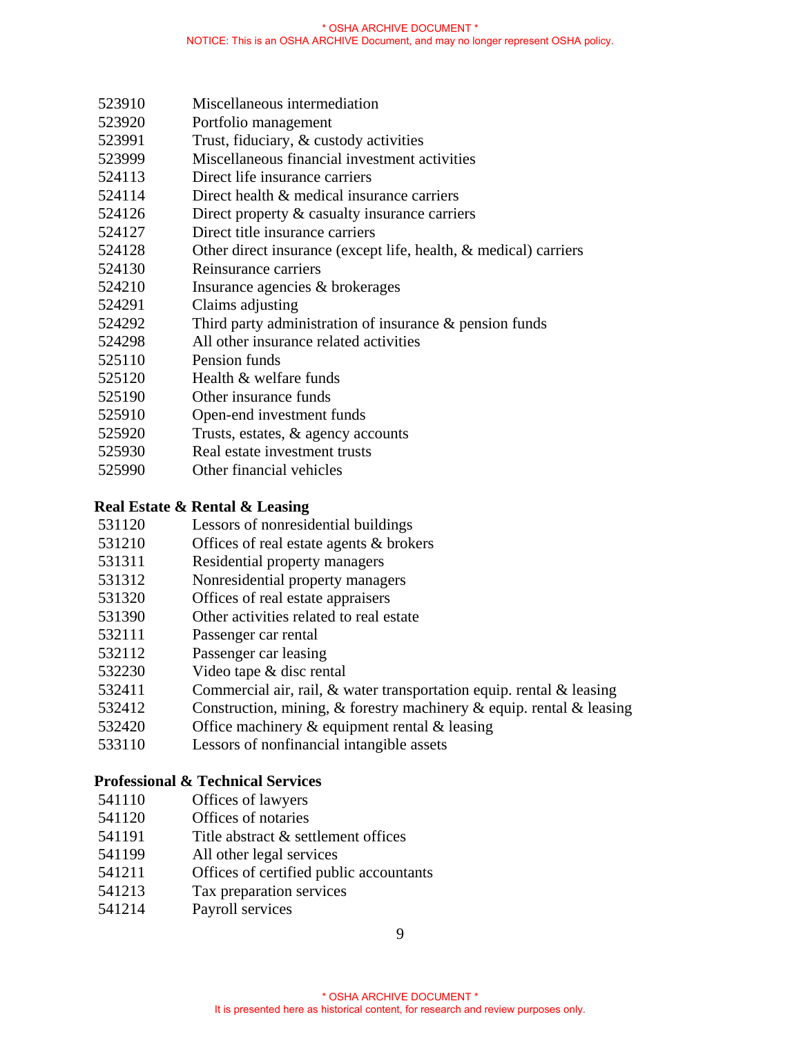| | |
|---|---|
| 523910 | Miscellaneous intermediation |
| 523920 | Portfolio management |
| 523991 | Trust, fiduciary, & custody activities |
| 523999 | Miscellaneous financial investment activities |
| 524113 | Direct life insurance carriers |
| 524114 | Direct health & medical insurance carriers |
| 524126 | Direct property & casualty insurance carriers |
| 524127 | Direct title insurance carriers |
| 524128 | Other direct insurance (except life, health, & medical) carriers |
| 524130 | Reinsurance carriers |
| 524210 | Insurance agencies & brokerages |
| 524291 | Claims adjusting |
| 524292 | Third party administration of insurance & pension funds |
| 524298 | All other insurance related activities |
| 525110 | Pension funds |
| 525120 | Health & welfare funds |
| 525190 | Other insurance funds |
| 525910 | Open-end investment funds |
| 525920 | Trusts, estates, & agency accounts |
| 525930 | Real estate investment trusts |
| 525990 | Other financial vehicles |

**Real Estate & Rental & Leasing**

| | |
|---|---|
| 531120 | Lessors of nonresidential buildings |
| 531210 | Offices of real estate agents & brokers |
| 531311 | Residential property managers |
| 531312 | Nonresidential property managers |
| 531320 | Offices of real estate appraisers |
| 531390 | Other activities related to real estate |
| 532111 | Passenger car rental |
| 532112 | Passenger car leasing |
| 532230 | Video tape & disc rental |
| 532411 | Commercial air, rail, & water transportation equip. rental & leasing |
| 532412 | Construction, mining, & forestry machinery & equip. rental & leasing |
| 532420 | Office machinery & equipment rental & leasing |
| 533110 | Lessors of nonfinancial intangible assets |

**Professional & Technical Services**

| | |
|---|---|
| 541110 | Offices of lawyers |
| 541120 | Offices of notaries |
| 541191 | Title abstract & settlement offices |
| 541199 | All other legal services |
| 541211 | Offices of certified public accountants |
| 541213 | Tax preparation services |
| 541214 | Payroll services |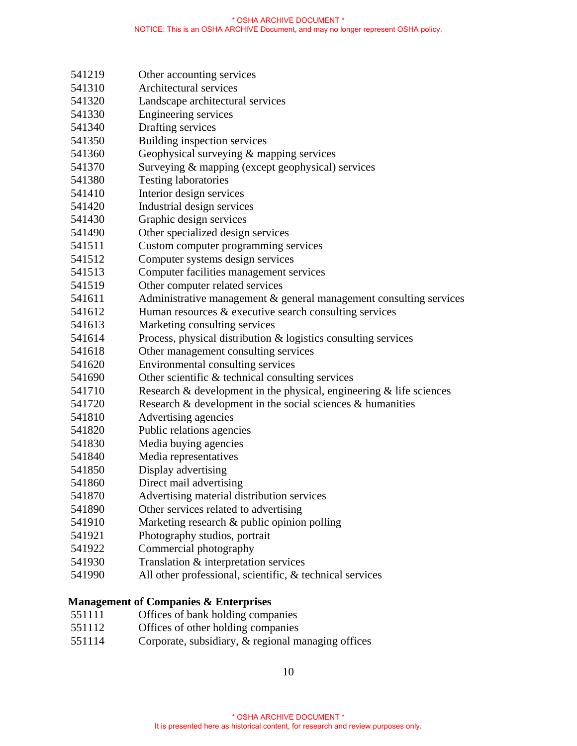| | |
|---|---|
| 541219 | Other accounting services |
| 541310 | Architectural services |
| 541320 | Landscape architectural services |
| 541330 | Engineering services |
| 541340 | Drafting services |
| 541350 | Building inspection services |
| 541360 | Geophysical surveying & mapping services |
| 541370 | Surveying & mapping (except geophysical) services |
| 541380 | Testing laboratories |
| 541410 | Interior design services |
| 541420 | Industrial design services |
| 541430 | Graphic design services |
| 541490 | Other specialized design services |
| 541511 | Custom computer programming services |
| 541512 | Computer systems design services |
| 541513 | Computer facilities management services |
| 541519 | Other computer related services |
| 541611 | Administrative management & general management consulting services |
| 541612 | Human resources & executive search consulting services |
| 541613 | Marketing consulting services |
| 541614 | Process, physical distribution & logistics consulting services |
| 541618 | Other management consulting services |
| 541620 | Environmental consulting services |
| 541690 | Other scientific & technical consulting services |
| 541710 | Research & development in the physical, engineering & life sciences |
| 541720 | Research & development in the social sciences & humanities |
| 541810 | Advertising agencies |
| 541820 | Public relations agencies |
| 541830 | Media buying agencies |
| 541840 | Media representatives |
| 541850 | Display advertising |
| 541860 | Direct mail advertising |
| 541870 | Advertising material distribution services |
| 541890 | Other services related to advertising |
| 541910 | Marketing research & public opinion polling |
| 541921 | Photography studios, portrait |
| 541922 | Commercial photography |
| 541930 | Translation & interpretation services |
| 541990 | All other professional, scientific, & technical services |

**Management of Companies & Enterprises**

| | |
|---|---|
| 551111 | Offices of bank holding companies |
| 551112 | Offices of other holding companies |
| 551114 | Corporate, subsidiary, & regional managing offices |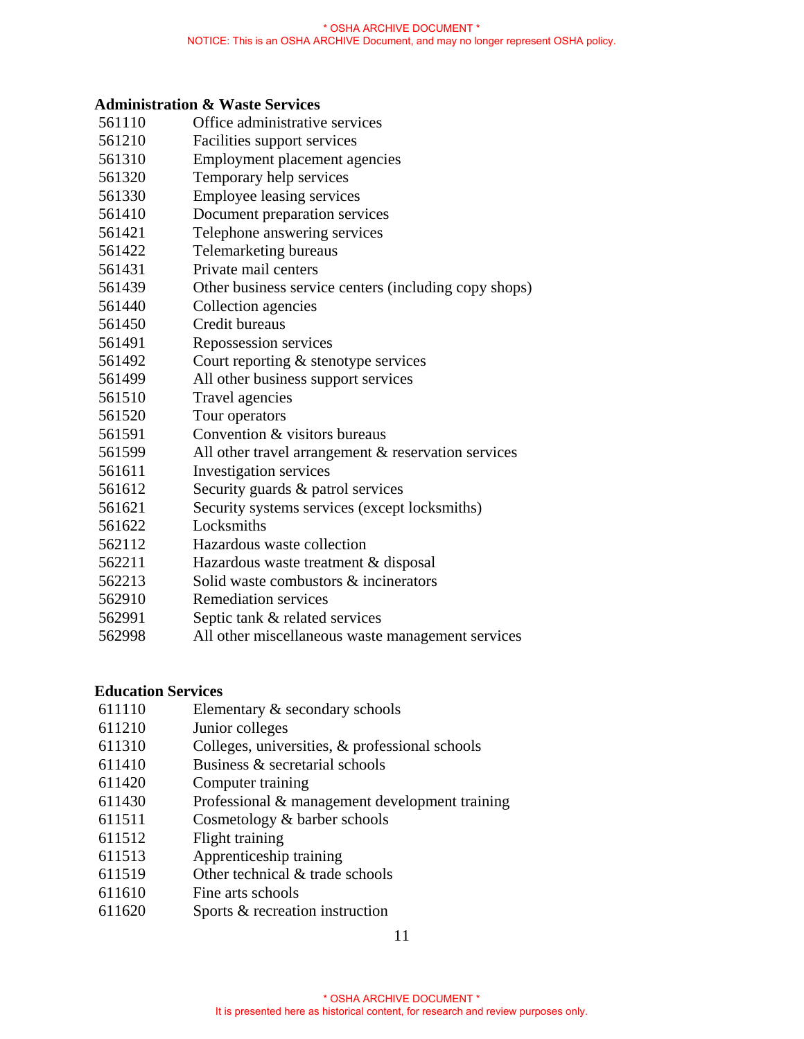**Administration & Waste Services**

| | |
|---|---|
| 561110 | Office administrative services |
| 561210 | Facilities support services |
| 561310 | Employment placement agencies |
| 561320 | Temporary help services |
| 561330 | Employee leasing services |
| 561410 | Document preparation services |
| 561421 | Telephone answering services |
| 561422 | Telemarketing bureaus |
| 561431 | Private mail centers |
| 561439 | Other business service centers (including copy shops) |
| 561440 | Collection agencies |
| 561450 | Credit bureaus |
| 561491 | Repossession services |
| 561492 | Court reporting & stenotype services |
| 561499 | All other business support services |
| 561510 | Travel agencies |
| 561520 | Tour operators |
| 561591 | Convention & visitors bureaus |
| 561599 | All other travel arrangement & reservation services |
| 561611 | Investigation services |
| 561612 | Security guards & patrol services |
| 561621 | Security systems services (except locksmiths) |
| 561622 | Locksmiths |
| 562112 | Hazardous waste collection |
| 562211 | Hazardous waste treatment & disposal |
| 562213 | Solid waste combustors & incinerators |
| 562910 | Remediation services |
| 562991 | Septic tank & related services |
| 562998 | All other miscellaneous waste management services |

**Education Services**

| | |
|---|---|
| 611110 | Elementary & secondary schools |
| 611210 | Junior colleges |
| 611310 | Colleges, universities, & professional schools |
| 611410 | Business & secretarial schools |
| 611420 | Computer training |
| 611430 | Professional & management development training |
| 611511 | Cosmetology & barber schools |
| 611512 | Flight training |
| 611513 | Apprenticeship training |
| 611519 | Other technical & trade schools |
| 611610 | Fine arts schools |
| 611620 | Sports & recreation instruction |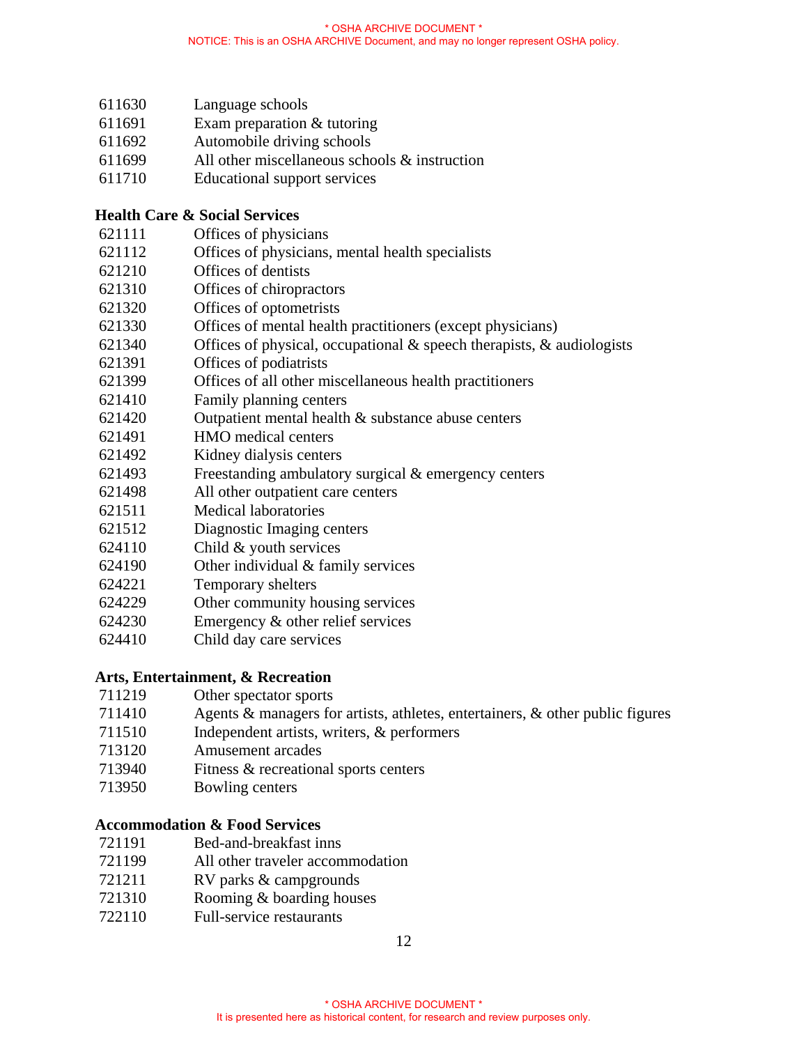| | |
|---|---|
| 611630 | Language schools |
| 611691 | Exam preparation & tutoring |
| 611692 | Automobile driving schools |
| 611699 | All other miscellaneous schools & instruction |
| 611710 | Educational support services |

**Health Care & Social Services**

| | |
|---|---|
| 621111 | Offices of physicians |
| 621112 | Offices of physicians, mental health specialists |
| 621210 | Offices of dentists |
| 621310 | Offices of chiropractors |
| 621320 | Offices of optometrists |
| 621330 | Offices of mental health practitioners (except physicians) |
| 621340 | Offices of physical, occupational & speech therapists, & audiologists |
| 621391 | Offices of podiatrists |
| 621399 | Offices of all other miscellaneous health practitioners |
| 621410 | Family planning centers |
| 621420 | Outpatient mental health & substance abuse centers |
| 621491 | HMO medical centers |
| 621492 | Kidney dialysis centers |
| 621493 | Freestanding ambulatory surgical & emergency centers |
| 621498 | All other outpatient care centers |
| 621511 | Medical laboratories |
| 621512 | Diagnostic Imaging centers |
| 624110 | Child & youth services |
| 624190 | Other individual & family services |
| 624221 | Temporary shelters |
| 624229 | Other community housing services |
| 624230 | Emergency & other relief services |
| 624410 | Child day care services |

**Arts, Entertainment, & Recreation**

| | |
|---|---|
| 711219 | Other spectator sports |
| 711410 | Agents & managers for artists, athletes, entertainers, & other public figures |
| 711510 | Independent artists, writers, & performers |
| 713120 | Amusement arcades |
| 713940 | Fitness & recreational sports centers |
| 713950 | Bowling centers |

**Accommodation & Food Services**

| | |
|---|---|
| 721191 | Bed-and-breakfast inns |
| 721199 | All other traveler accommodation |
| 721211 | RV parks & campgrounds |
| 721310 | Rooming & boarding houses |
| 722110 | Full-service restaurants |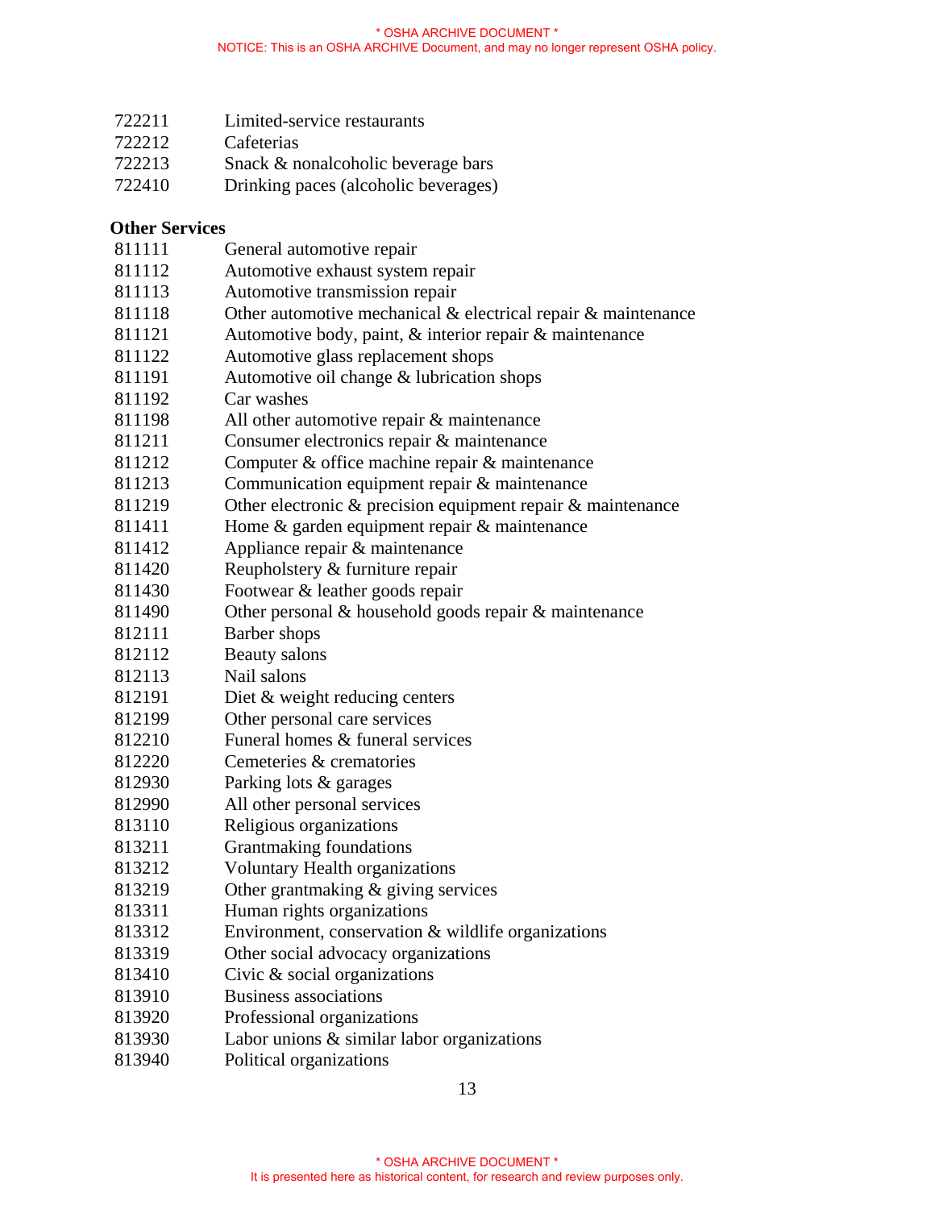722211	Limited-service restaurants
722212	Cafeterias
722213	Snack & nonalcoholic beverage bars
722410	Drinking paces (alcoholic beverages)

**Other Services**

811111	General automotive repair
811112	Automotive exhaust system repair
811113	Automotive transmission repair
811118	Other automotive mechanical & electrical repair & maintenance
811121	Automotive body, paint, & interior repair & maintenance
811122	Automotive glass replacement shops
811191	Automotive oil change & lubrication shops
811192	Car washes
811198	All other automotive repair & maintenance
811211	Consumer electronics repair & maintenance
811212	Computer & office machine repair & maintenance
811213	Communication equipment repair & maintenance
811219	Other electronic & precision equipment repair & maintenance
811411	Home & garden equipment repair & maintenance
811412	Appliance repair & maintenance
811420	Reupholstery & furniture repair
811430	Footwear & leather goods repair
811490	Other personal & household goods repair & maintenance
812111	Barber shops
812112	Beauty salons
812113	Nail salons
812191	Diet & weight reducing centers
812199	Other personal care services
812210	Funeral homes & funeral services
812220	Cemeteries & crematories
812930	Parking lots & garages
812990	All other personal services
813110	Religious organizations
813211	Grantmaking foundations
813212	Voluntary Health organizations
813219	Other grantmaking & giving services
813311	Human rights organizations
813312	Environment, conservation & wildlife organizations
813319	Other social advocacy organizations
813410	Civic & social organizations
813910	Business associations
813920	Professional organizations
813930	Labor unions & similar labor organizations
813940	Political organizations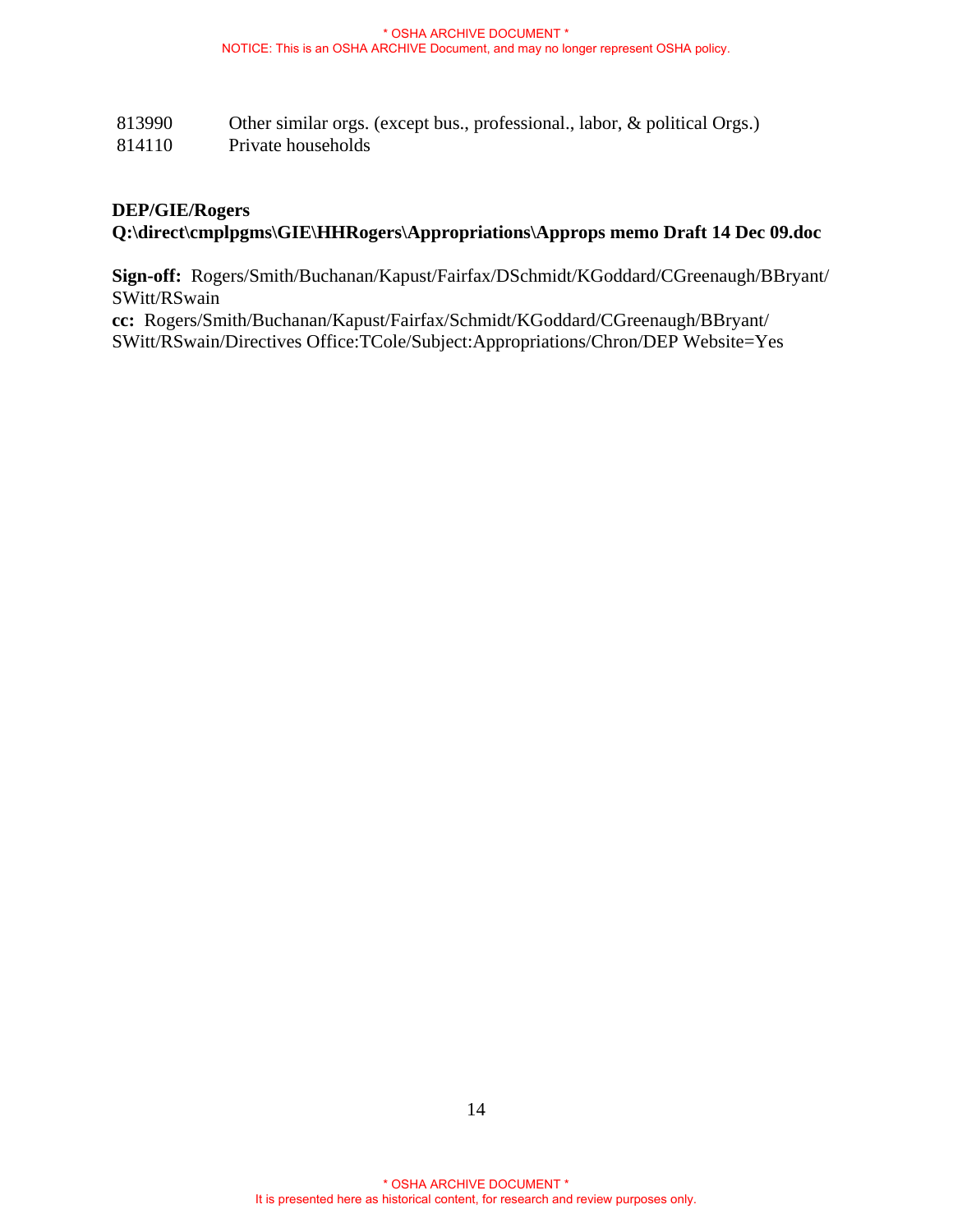| | |
|---|---|
| 813990 | Other similar orgs. (except bus., professional., labor, & political Orgs.) |
| 814110 | Private households |

**DEP/GIE/Rogers**
**Q:\direct\cmplpgms\GIE\HHRogers\Appropriations\Approps memo Draft 14 Dec 09.doc**

**Sign-off:** Rogers/Smith/Buchanan/Kapust/Fairfax/DSchmidt/KGoddard/CGreenaugh/BBryant/SWitt/RSwain
**cc:** Rogers/Smith/Buchanan/Kapust/Fairfax/Schmidt/KGoddard/CGreenaugh/BBryant/SWitt/RSwain/Directives Office:TCole/Subject:Appropriations/Chron/DEP Website=Yes